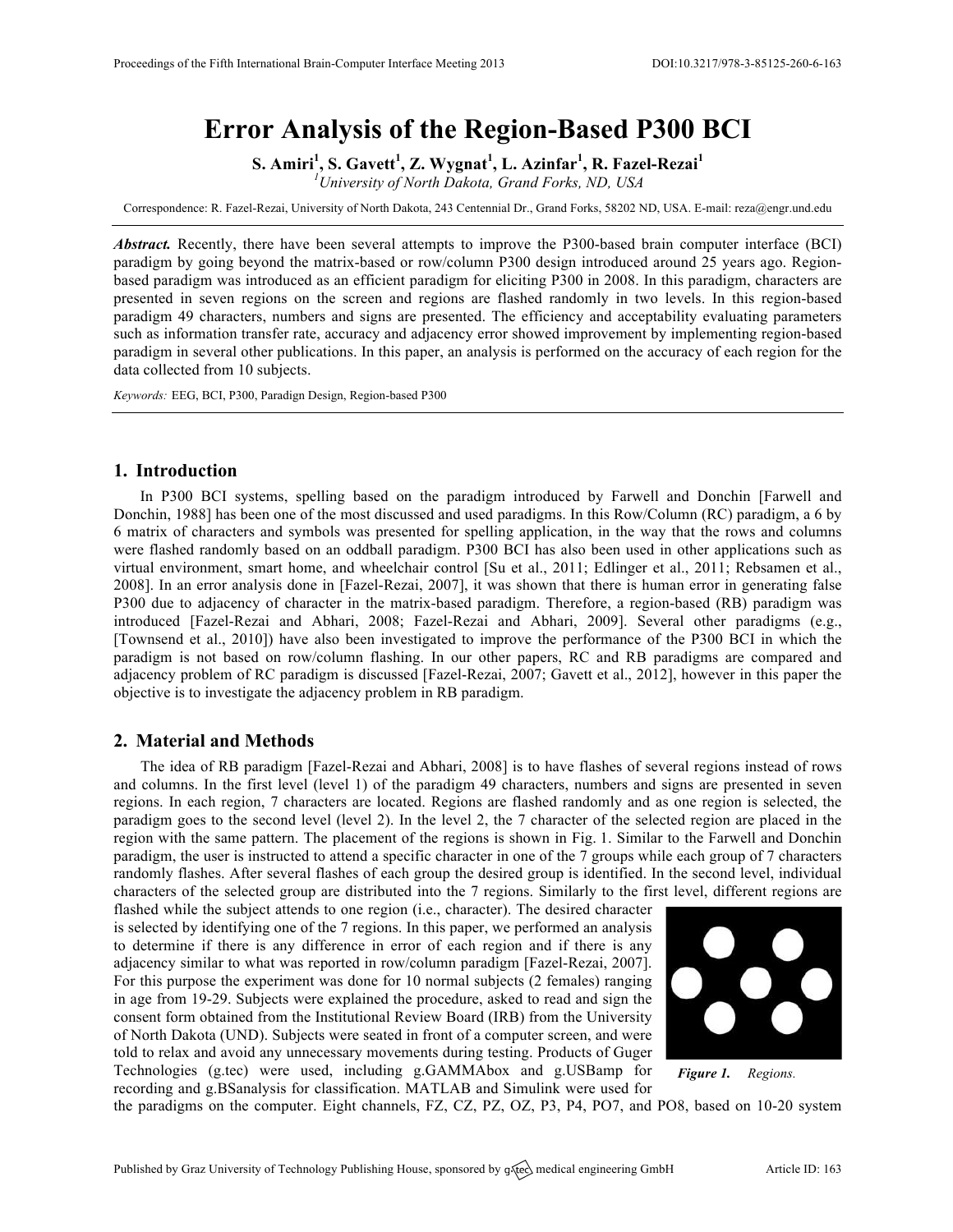# Error Analysis of the Region-Based P300 BCI

**S. Amiri[1], S. Gavett[1], Z. Wygnat[1], L. Azinfar[1], R. Fazel-Rezai[1]**

[1]*University of North Dakota, Grand Forks, ND, USA*

Correspondence: R. Fazel-Rezai, University of North Dakota, 243 Centennial Dr., Grand Forks, 58202 ND, USA. E-mail: reza@engr.und.edu

***Abstract.*** Recently, there have been several attempts to improve the P300-based brain computer interface (BCI) paradigm by going beyond the matrix-based or row/column P300 design introduced around 25 years ago. Region-based paradigm was introduced as an efficient paradigm for eliciting P300 in 2008. In this paradigm, characters are presented in seven regions on the screen and regions are flashed randomly in two levels. In this region-based paradigm 49 characters, numbers and signs are presented. The efficiency and acceptability evaluating parameters such as information transfer rate, accuracy and adjacency error showed improvement by implementing region-based paradigm in several other publications. In this paper, an analysis is performed on the accuracy of each region for the data collected from 10 subjects.

*Keywords:* EEG, BCI, P300, Paradign Design, Region-based P300

## 1. Introduction

In P300 BCI systems, spelling based on the paradigm introduced by Farwell and Donchin [Farwell and Donchin, 1988] has been one of the most discussed and used paradigms. In this Row/Column (RC) paradigm, a 6 by 6 matrix of characters and symbols was presented for spelling application, in the way that the rows and columns were flashed randomly based on an oddball paradigm. P300 BCI has also been used in other applications such as virtual environment, smart home, and wheelchair control [Su et al., 2011; Edlinger et al., 2011; Rebsamen et al., 2008]. In an error analysis done in [Fazel-Rezai, 2007], it was shown that there is human error in generating false P300 due to adjacency of character in the matrix-based paradigm. Therefore, a region-based (RB) paradigm was introduced [Fazel-Rezai and Abhari, 2008; Fazel-Rezai and Abhari, 2009]. Several other paradigms (e.g., [Townsend et al., 2010]) have also been investigated to improve the performance of the P300 BCI in which the paradigm is not based on row/column flashing. In our other papers, RC and RB paradigms are compared and adjacency problem of RC paradigm is discussed [Fazel-Rezai, 2007; Gavett et al., 2012], however in this paper the objective is to investigate the adjacency problem in RB paradigm.

## 2. Material and Methods

The idea of RB paradigm [Fazel-Rezai and Abhari, 2008] is to have flashes of several regions instead of rows and columns. In the first level (level 1) of the paradigm 49 characters, numbers and signs are presented in seven regions. In each region, 7 characters are located. Regions are flashed randomly and as one region is selected, the paradigm goes to the second level (level 2). In the level 2, the 7 character of the selected region are placed in the region with the same pattern. The placement of the regions is shown in Fig. 1. Similar to the Farwell and Donchin paradigm, the user is instructed to attend a specific character in one of the 7 groups while each group of 7 characters randomly flashes. After several flashes of each group the desired group is identified. In the second level, individual characters of the selected group are distributed into the 7 regions. Similarly to the first level, different regions are flashed while the subject attends to one region (i.e., character). The desired character is selected by identifying one of the 7 regions. In this paper, we performed an analysis to determine if there is any difference in error of each region and if there is any adjacency similar to what was reported in row/column paradigm [Fazel-Rezai, 2007]. For this purpose the experiment was done for 10 normal subjects (2 females) ranging in age from 19-29. Subjects were explained the procedure, asked to read and sign the consent form obtained from the Institutional Review Board (IRB) from the University of North Dakota (UND). Subjects were seated in front of a computer screen, and were told to relax and avoid any unnecessary movements during testing. Products of Guger Technologies (g.tec) were used, including g.GAMMAbox and g.USBamp for recording and g.BSanalysis for classification. MATLAB and Simulink were used for the paradigms on the computer. Eight channels, FZ, CZ, PZ, OZ, P3, P4, PO7, and PO8, based on 10-20 system

***Figure 1.*** *Regions.*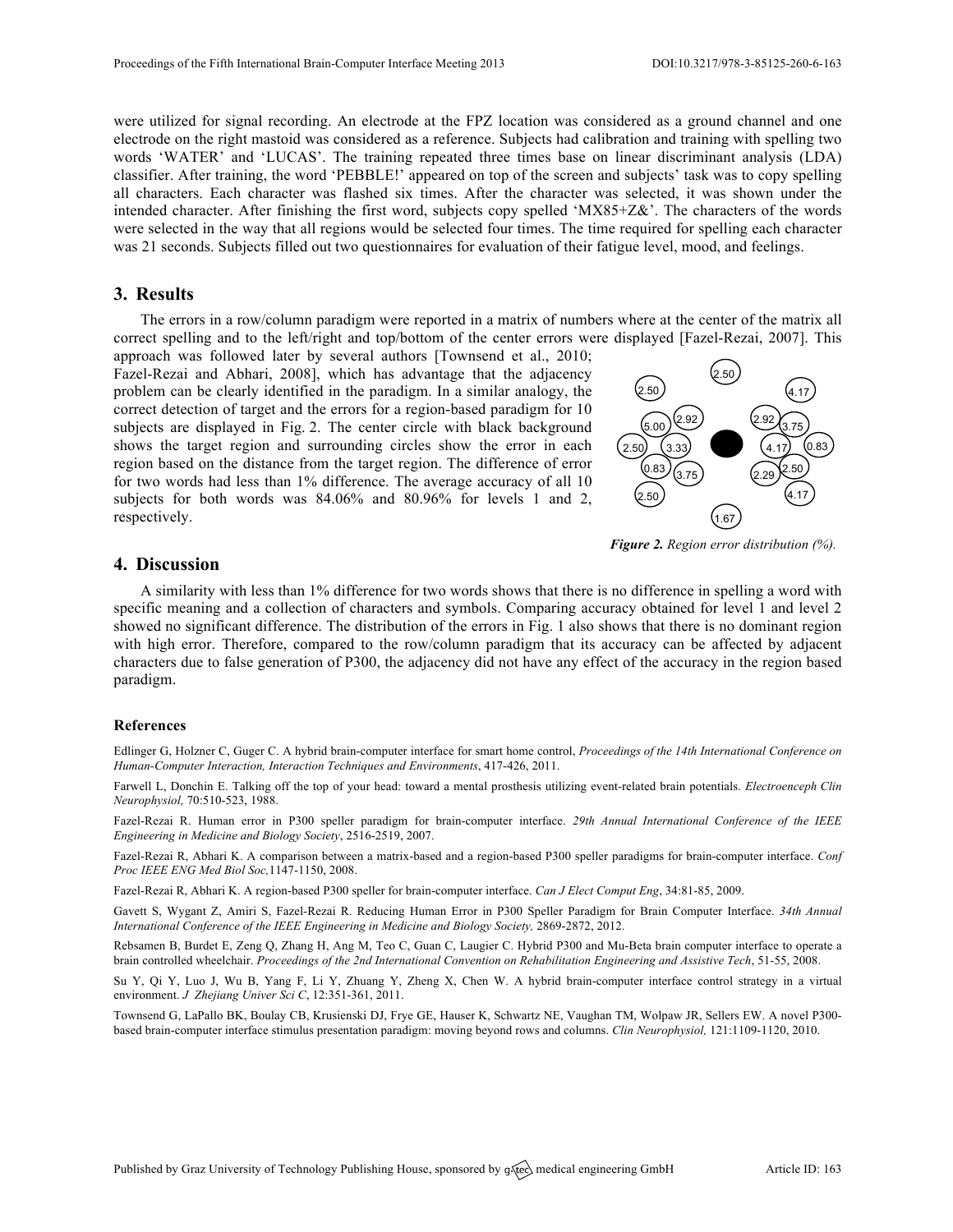were utilized for signal recording. An electrode at the FPZ location was considered as a ground channel and one electrode on the right mastoid was considered as a reference. Subjects had calibration and training with spelling two words 'WATER' and 'LUCAS'. The training repeated three times base on linear discriminant analysis (LDA) classifier. After training, the word 'PEBBLE!' appeared on top of the screen and subjects' task was to copy spelling all characters. Each character was flashed six times. After the character was selected, it was shown under the intended character. After finishing the first word, subjects copy spelled 'MX85+Z&'. The characters of the words were selected in the way that all regions would be selected four times. The time required for spelling each character was 21 seconds. Subjects filled out two questionnaires for evaluation of their fatigue level, mood, and feelings.

## 3. Results

The errors in a row/column paradigm were reported in a matrix of numbers where at the center of the matrix all correct spelling and to the left/right and top/bottom of the center errors were displayed [Fazel-Rezai, 2007]. This approach was followed later by several authors [Townsend et al., 2010; Fazel-Rezai and Abhari, 2008], which has advantage that the adjacency problem can be clearly identified in the paradigm. In a similar analogy, the correct detection of target and the errors for a region-based paradigm for 10 subjects are displayed in Fig. 2. The center circle with black background shows the target region and surrounding circles show the error in each region based on the distance from the target region. The difference of error for two words had less than 1% difference. The average accuracy of all 10 subjects for both words was 84.06% and 80.96% for levels 1 and 2, respectively.

2.50
2.50
4.17
5.00
2.92
2.92
3.75
2.50
3.33
4.17
0.83
0.83
3.75
2.29
2.50
2.50
4.17
1.67

*Figure 2. Region error distribution (%).*

## 4. Discussion

A similarity with less than 1% difference for two words shows that there is no difference in spelling a word with specific meaning and a collection of characters and symbols. Comparing accuracy obtained for level 1 and level 2 showed no significant difference. The distribution of the errors in Fig. 1 also shows that there is no dominant region with high error. Therefore, compared to the row/column paradigm that its accuracy can be affected by adjacent characters due to false generation of P300, the adjacency did not have any effect of the accuracy in the region based paradigm.

### References

Edlinger G, Holzner C, Guger C. A hybrid brain-computer interface for smart home control, *Proceedings of the 14th International Conference on Human-Computer Interaction, Interaction Techniques and Environments*, 417-426, 2011.

Farwell L, Donchin E. Talking off the top of your head: toward a mental prosthesis utilizing event-related brain potentials. *Electroenceph Clin Neurophysiol,* 70:510-523, 1988.

Fazel-Rezai R. Human error in P300 speller paradigm for brain-computer interface. *29th Annual International Conference of the IEEE Engineering in Medicine and Biology Society*, 2516-2519, 2007.

Fazel-Rezai R, Abhari K. A comparison between a matrix-based and a region-based P300 speller paradigms for brain-computer interface. *Conf Proc IEEE ENG Med Biol Soc,*1147-1150, 2008.

Fazel-Rezai R, Abhari K. A region-based P300 speller for brain-computer interface. *Can J Elect Comput Eng*, 34:81-85, 2009.

Gavett S, Wygant Z, Amiri S, Fazel-Rezai R. Reducing Human Error in P300 Speller Paradigm for Brain Computer Interface. *34th Annual International Conference of the IEEE Engineering in Medicine and Biology Society,* 2869-2872, 2012.

Rebsamen B, Burdet E, Zeng Q, Zhang H, Ang M, Teo C, Guan C, Laugier C. Hybrid P300 and Mu-Beta brain computer interface to operate a brain controlled wheelchair. *Proceedings of the 2nd International Convention on Rehabilitation Engineering and Assistive Tech*, 51-55, 2008.

Su Y, Qi Y, Luo J, Wu B, Yang F, Li Y, Zhuang Y, Zheng X, Chen W. A hybrid brain-computer interface control strategy in a virtual environment. *J Zhejiang Univer Sci C*, 12:351-361, 2011.

Townsend G, LaPallo BK, Boulay CB, Krusienski DJ, Frye GE, Hauser K, Schwartz NE, Vaughan TM, Wolpaw JR, Sellers EW. A novel P300-based brain-computer interface stimulus presentation paradigm: moving beyond rows and columns. *Clin Neurophysiol,* 121:1109-1120, 2010.